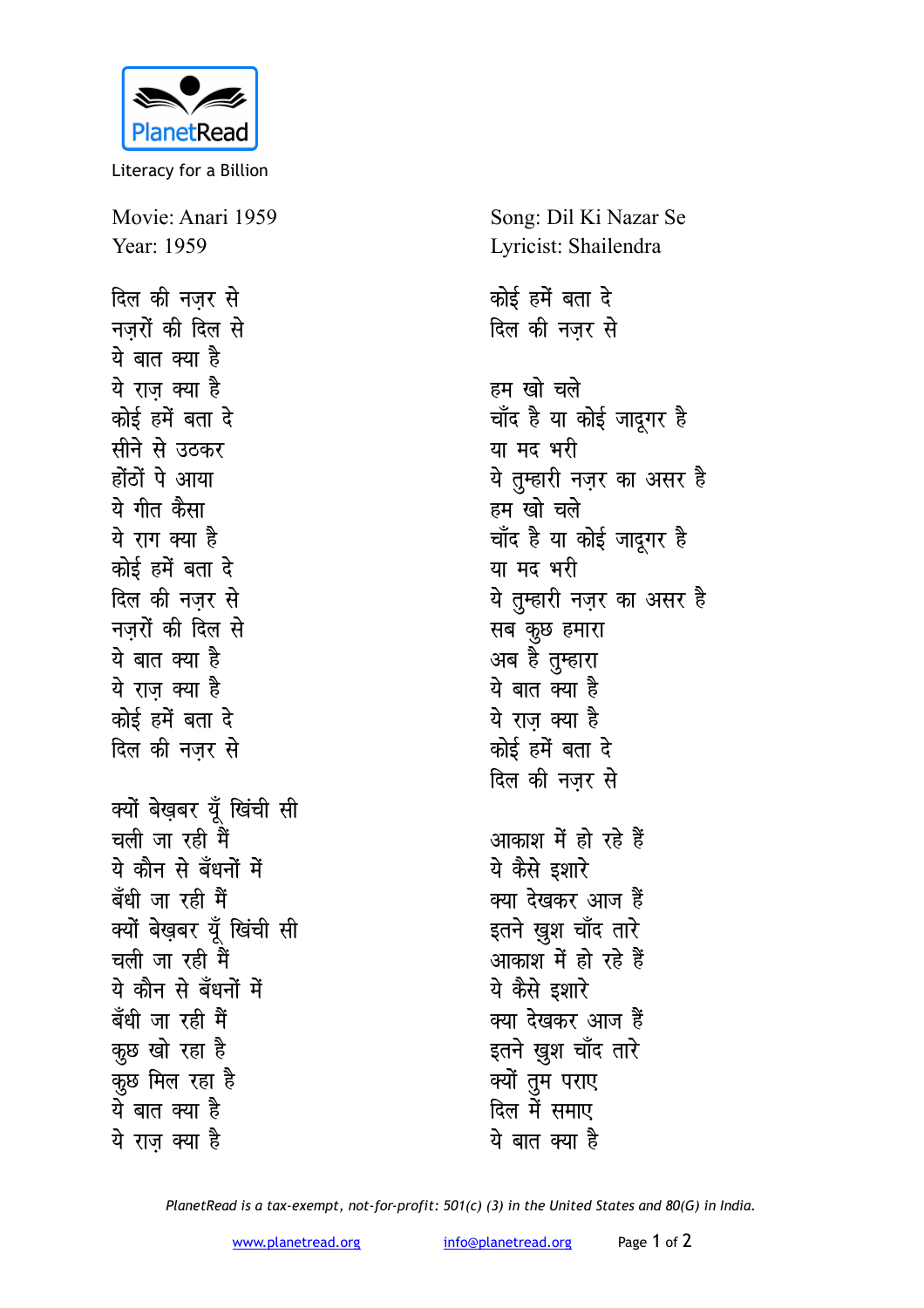PlanetRead

Literacy for a Billion

Movie: Anari 1959
Year: 1959

Song: Dil Ki Nazar Se
Lyricist: Shailendra

दिल की नज़र से
नज़रों की दिल से
ये बात क्या है
ये राज़ क्या है
कोई हमें बता दे
सीने से उठकर
होंठों पे आया
ये गीत कैसा
ये राग क्या है
कोई हमें बता दे
दिल की नज़र से
नज़रों की दिल से
ये बात क्या है
ये राज़ क्या है
कोई हमें बता दे
दिल की नज़र से

क्यों बेख़बर यूँ खिंची सी
चली जा रही मैं
ये कौन से बँधनों में
बँधी जा रही मैं
क्यों बेख़बर यूँ खिंची सी
चली जा रही मैं
ये कौन से बँधनों में
बँधी जा रही मैं
कुछ खो रहा है
कुछ मिल रहा है
ये बात क्या है
ये राज़ क्या है
कोई हमें बता दे
दिल की नज़र से

हम खो चले
चाँद है या कोई जादूगर है
या मद भरी
ये तुम्हारी नज़र का असर है
हम खो चले
चाँद है या कोई जादूगर है
या मद भरी
ये तुम्हारी नज़र का असर है
सब कुछ हमारा
अब है तुम्हारा
ये बात क्या है
ये राज़ क्या है
कोई हमें बता दे
दिल की नज़र से

आकाश में हो रहे हैं
ये कैसे इशारे
क्या देखकर आज हैं
इतने ख़ुश चाँद तारे
आकाश में हो रहे हैं
ये कैसे इशारे
क्या देखकर आज हैं
इतने ख़ुश चाँद तारे
क्यों तुम पराए
दिल में समाए
ये बात क्या है

*PlanetRead is a tax-exempt, not-for-profit: 501(c) (3) in the United States and 80(G) in India.*

www.planetread.org info@planetread.org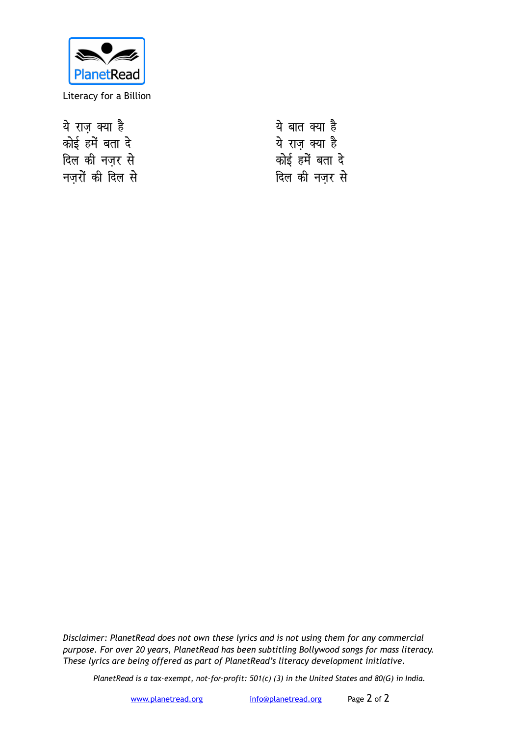Literacy for a Billion

ये राज़ क्या है
कोई हमें बता दे
दिल की नज़र से
नज़रों की दिल से

ये बात क्या है
ये राज़ क्या है
कोई हमें बता दे
दिल की नज़र से

*Disclaimer: PlanetRead does not own these lyrics and is not using them for any commercial purpose. For over 20 years, PlanetRead has been subtitling Bollywood songs for mass literacy. These lyrics are being offered as part of PlanetRead's literacy development initiative.*

*PlanetRead is a tax-exempt, not-for-profit: 501(c) (3) in the United States and 80(G) in India.*

www.planetread.org    info@planetread.org